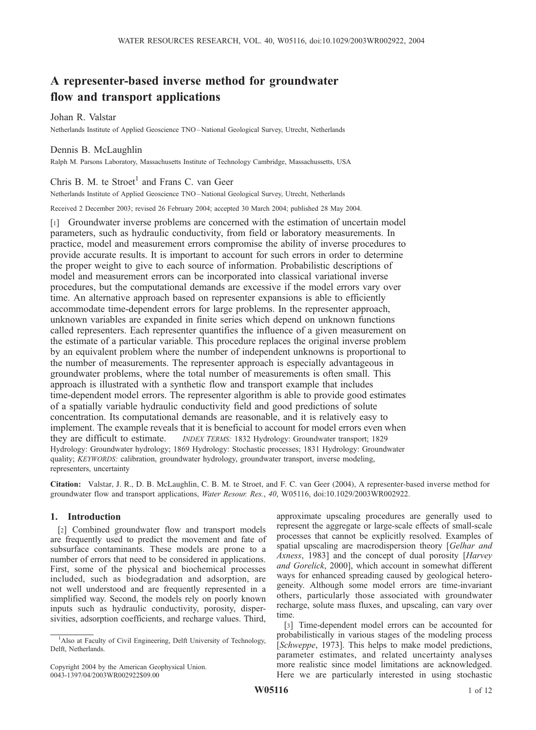# A representer-based inverse method for groundwater flow and transport applications

Johan R. Valstar

Netherlands Institute of Applied Geoscience TNO – National Geological Survey, Utrecht, Netherlands

Dennis B. McLaughlin

Ralph M. Parsons Laboratory, Massachusetts Institute of Technology Cambridge, Massachussetts, USA

Chris B. M. te Stroet[1] and Frans C. van Geer

Netherlands Institute of Applied Geoscience TNO – National Geological Survey, Utrecht, Netherlands

Received 2 December 2003; revised 26 February 2004; accepted 30 March 2004; published 28 May 2004.

[1] Groundwater inverse problems are concerned with the estimation of uncertain model parameters, such as hydraulic conductivity, from field or laboratory measurements. In practice, model and measurement errors compromise the ability of inverse procedures to provide accurate results. It is important to account for such errors in order to determine the proper weight to give to each source of information. Probabilistic descriptions of model and measurement errors can be incorporated into classical variational inverse procedures, but the computational demands are excessive if the model errors vary over time. An alternative approach based on representer expansions is able to efficiently accommodate time-dependent errors for large problems. In the representer approach, unknown variables are expanded in finite series which depend on unknown functions called representers. Each representer quantifies the influence of a given measurement on the estimate of a particular variable. This procedure replaces the original inverse problem by an equivalent problem where the number of independent unknowns is proportional to the number of measurements. The representer approach is especially advantageous in groundwater problems, where the total number of measurements is often small. This approach is illustrated with a synthetic flow and transport example that includes time-dependent model errors. The representer algorithm is able to provide good estimates of a spatially variable hydraulic conductivity field and good predictions of solute concentration. Its computational demands are reasonable, and it is relatively easy to implement. The example reveals that it is beneficial to account for model errors even when they are difficult to estimate. *INDEX TERMS:* 1832 Hydrology: Groundwater transport; 1829 Hydrology: Groundwater hydrology; 1869 Hydrology: Stochastic processes; 1831 Hydrology: Groundwater quality; *KEYWORDS:* calibration, groundwater hydrology, groundwater transport, inverse modeling, representers, uncertainty

**Citation:** Valstar, J. R., D. B. McLaughlin, C. B. M. te Stroet, and F. C. van Geer (2004), A representer-based inverse method for groundwater flow and transport applications, *Water Resour. Res.*, *40*, W05116, doi:10.1029/2003WR002922.

## 1. Introduction

[2] Combined groundwater flow and transport models are frequently used to predict the movement and fate of subsurface contaminants. These models are prone to a number of errors that need to be considered in applications. First, some of the physical and biochemical processes included, such as biodegradation and adsorption, are not well understood and are frequently represented in a simplified way. Second, the models rely on poorly known inputs such as hydraulic conductivity, porosity, dispersivities, adsorption coefficients, and recharge values. Third, approximate upscaling procedures are generally used to represent the aggregate or large-scale effects of small-scale processes that cannot be explicitly resolved. Examples of spatial upscaling are macrodispersion theory [*Gelhar and Axness*, 1983] and the concept of dual porosity [*Harvey and Gorelick*, 2000], which account in somewhat different ways for enhanced spreading caused by geological heterogeneity. Although some model errors are time-invariant others, particularly those associated with groundwater recharge, solute mass fluxes, and upscaling, can vary over time.

[3] Time-dependent model errors can be accounted for probabilistically in various stages of the modeling process [*Schweppe*, 1973]. This helps to make model predictions, parameter estimates, and related uncertainty analyses more realistic since model limitations are acknowledged. Here we are particularly interested in using stochastic

[1] Also at Faculty of Civil Engineering, Delft University of Technology, Delft, Netherlands.

Copyright 2004 by the American Geophysical Union.
0043-1397/04/2003WR002922$09.00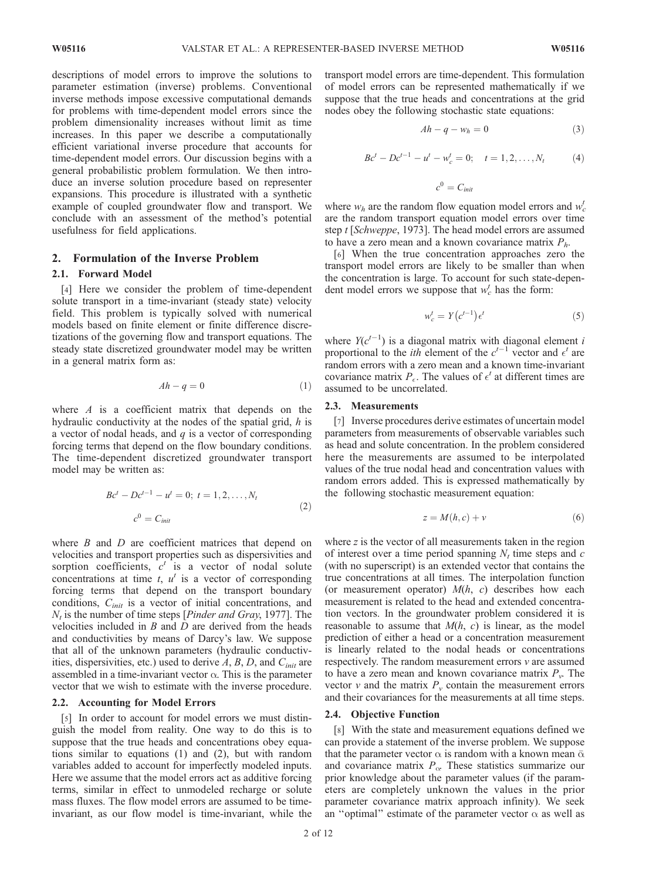descriptions of model errors to improve the solutions to parameter estimation (inverse) problems. Conventional inverse methods impose excessive computational demands for problems with time-dependent model errors since the problem dimensionality increases without limit as time increases. In this paper we describe a computationally efficient variational inverse procedure that accounts for time-dependent model errors. Our discussion begins with a general probabilistic problem formulation. We then introduce an inverse solution procedure based on representer expansions. This procedure is illustrated with a synthetic example of coupled groundwater flow and transport. We conclude with an assessment of the method's potential usefulness for field applications.

## 2. Formulation of the Inverse Problem

### 2.1. Forward Model

[4] Here we consider the problem of time-dependent solute transport in a time-invariant (steady state) velocity field. This problem is typically solved with numerical models based on finite element or finite difference discretizations of the governing flow and transport equations. The steady state discretized groundwater model may be written in a general matrix form as:

$$Ah - q = 0 \tag{1}$$

where $A$ is a coefficient matrix that depends on the hydraulic conductivity at the nodes of the spatial grid, $h$ is a vector of nodal heads, and $q$ is a vector of corresponding forcing terms that depend on the flow boundary conditions. The time-dependent discretized groundwater transport model may be written as:

$$Bc^t - Dc^{t-1} - u^t = 0;\ t = 1, 2, \ldots, N_t$$
$$c^0 = C_{init} \tag{2}$$

where $B$ and $D$ are coefficient matrices that depend on velocities and transport properties such as dispersivities and sorption coefficients, $c^t$ is a vector of nodal solute concentrations at time $t$, $u^t$ is a vector of corresponding forcing terms that depend on the transport boundary conditions, $C_{init}$ is a vector of initial concentrations, and $N_t$ is the number of time steps [*Pinder and Gray*, 1977]. The velocities included in $B$ and $D$ are derived from the heads and conductivities by means of Darcy's law. We suppose that all of the unknown parameters (hydraulic conductivities, dispersivities, etc.) used to derive $A$, $B$, $D$, and $C_{init}$ are assembled in a time-invariant vector $\alpha$. This is the parameter vector that we wish to estimate with the inverse procedure.

### 2.2. Accounting for Model Errors

[5] In order to account for model errors we must distinguish the model from reality. One way to do this is to suppose that the true heads and concentrations obey equations similar to equations (1) and (2), but with random variables added to account for imperfectly modeled inputs. Here we assume that the model errors act as additive forcing terms, similar in effect to unmodeled recharge or solute mass fluxes. The flow model errors are assumed to be time-invariant, as our flow model is time-invariant, while the transport model errors are time-dependent. This formulation of model errors can be represented mathematically if we suppose that the true heads and concentrations at the grid nodes obey the following stochastic state equations:

$$Ah - q - w_h = 0 \tag{3}$$

$$Bc^t - Dc^{t-1} - u^t - w_c^t = 0; \quad t = 1, 2, \ldots, N_t \tag{4}$$

$$c^0 = C_{init}$$

where $w_h$ are the random flow equation model errors and $w_c^t$ are the random transport equation model errors over time step $t$ [*Schweppe*, 1973]. The head model errors are assumed to have a zero mean and a known covariance matrix $P_h$.

[6] When the true concentration approaches zero the transport model errors are likely to be smaller than when the concentration is large. To account for such state-dependent model errors we suppose that $w_c^t$ has the form:

$$w_c^t = Y\left(c^{t-1}\right)\epsilon^t \tag{5}$$

where $Y(c^{t-1})$ is a diagonal matrix with diagonal element $i$ proportional to the *ith* element of the $c^{t-1}$ vector and $\epsilon^t$ are random errors with a zero mean and a known time-invariant covariance matrix $P_\epsilon$. The values of $\epsilon^t$ at different times are assumed to be uncorrelated.

### 2.3. Measurements

[7] Inverse procedures derive estimates of uncertain model parameters from measurements of observable variables such as head and solute concentration. In the problem considered here the measurements are assumed to be interpolated values of the true nodal head and concentration values with random errors added. This is expressed mathematically by the following stochastic measurement equation:

$$z = M(h, c) + v \tag{6}$$

where $z$ is the vector of all measurements taken in the region of interest over a time period spanning $N_t$ time steps and $c$ (with no superscript) is an extended vector that contains the true concentrations at all times. The interpolation function (or measurement operator) $M(h, c)$ describes how each measurement is related to the head and extended concentration vectors. In the groundwater problem considered it is reasonable to assume that $M(h, c)$ is linear, as the model prediction of either a head or a concentration measurement is linearly related to the nodal heads or concentrations respectively. The random measurement errors $v$ are assumed to have a zero mean and known covariance matrix $P_v$. The vector $v$ and the matrix $P_v$ contain the measurement errors and their covariances for the measurements at all time steps.

### 2.4. Objective Function

[8] With the state and measurement equations defined we can provide a statement of the inverse problem. We suppose that the parameter vector $\alpha$ is random with a known mean $\bar{\alpha}$ and covariance matrix $P_\alpha$. These statistics summarize our prior knowledge about the parameter values (if the parameters are completely unknown the values in the prior parameter covariance matrix approach infinity). We seek an "optimal" estimate of the parameter vector $\alpha$ as well as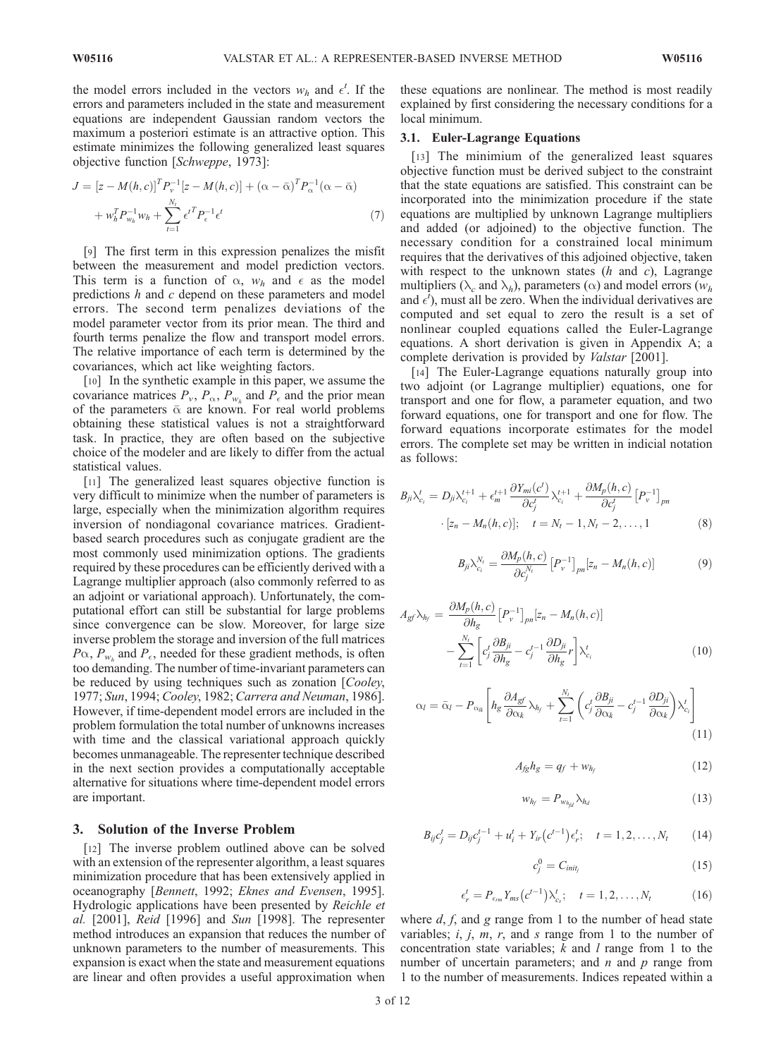the model errors included in the vectors $w_h$ and $\epsilon^t$. If the errors and parameters included in the state and measurement equations are independent Gaussian random vectors the maximum a posteriori estimate is an attractive option. This estimate minimizes the following generalized least squares objective function [*Schweppe*, 1973]:

$$
J = [z - M(h,c)]^T P_v^{-1} [z - M(h,c)] + (\alpha - \bar{\alpha})^T P_\alpha^{-1} (\alpha - \bar{\alpha}) + w_h^T P_{w_h}^{-1} w_h + \sum_{t=1}^{N_t} \epsilon^{tT} P_\epsilon^{-1} \epsilon^t \tag{7}
$$

[9] The first term in this expression penalizes the misfit between the measurement and model prediction vectors. This term is a function of $\alpha$, $w_h$ and $\epsilon$ as the model predictions $h$ and $c$ depend on these parameters and model errors. The second term penalizes deviations of the model parameter vector from its prior mean. The third and fourth terms penalize the flow and transport model errors. The relative importance of each term is determined by the covariances, which act like weighting factors.

[10] In the synthetic example in this paper, we assume the covariance matrices $P_v$, $P_\alpha$, $P_{w_h}$ and $P_\epsilon$ and the prior mean of the parameters $\bar{\alpha}$ are known. For real world problems obtaining these statistical values is not a straightforward task. In practice, they are often based on the subjective choice of the modeler and are likely to differ from the actual statistical values.

[11] The generalized least squares objective function is very difficult to minimize when the number of parameters is large, especially when the minimization algorithm requires inversion of nondiagonal covariance matrices. Gradient-based search procedures such as conjugate gradient are the most commonly used minimization options. The gradients required by these procedures can be efficiently derived with a Lagrange multiplier approach (also commonly referred to as an adjoint or variational approach). Unfortunately, the computational effort can still be substantial for large problems since convergence can be slow. Moreover, for large size inverse problem the storage and inversion of the full matrices $P\alpha$, $P_{w_h}$ and $P_\epsilon$, needed for these gradient methods, is often too demanding. The number of time-invariant parameters can be reduced by using techniques such as zonation [*Cooley*, 1977; *Sun*, 1994; *Cooley*, 1982; *Carrera and Neuman*, 1986]. However, if time-dependent model errors are included in the problem formulation the total number of unknowns increases with time and the classical variational approach quickly becomes unmanageable. The representer technique described in the next section provides a computationally acceptable alternative for situations where time-dependent model errors are important.

## 3. Solution of the Inverse Problem

[12] The inverse problem outlined above can be solved with an extension of the representer algorithm, a least squares minimization procedure that has been extensively applied in oceanography [*Bennett*, 1992; *Eknes and Evensen*, 1995]. Hydrologic applications have been presented by *Reichle et al.* [2001], *Reid* [1996] and *Sun* [1998]. The representer method introduces an expansion that reduces the number of unknown parameters to the number of measurements. This expansion is exact when the state and measurement equations are linear and often provides a useful approximation when these equations are nonlinear. The method is most readily explained by first considering the necessary conditions for a local minimum.

### 3.1. Euler-Lagrange Equations

[13] The minimium of the generalized least squares objective function must be derived subject to the constraint that the state equations are satisfied. This constraint can be incorporated into the minimization procedure if the state equations are multiplied by unknown Lagrange multipliers and added (or adjoined) to the objective function. The necessary condition for a constrained local minimum requires that the derivatives of this adjoined objective, taken with respect to the unknown states ($h$ and $c$), Lagrange multipliers ($\lambda_c$ and $\lambda_h$), parameters ($\alpha$) and model errors ($w_h$ and $\epsilon^t$), must all be zero. When the individual derivatives are computed and set equal to zero the result is a set of nonlinear coupled equations called the Euler-Lagrange equations. A short derivation is given in Appendix A; a complete derivation is provided by *Valstar* [2001].

[14] The Euler-Lagrange equations naturally group into two adjoint (or Lagrange multiplier) equations, one for transport and one for flow, a parameter equation, and two forward equations, one for transport and one for flow. The forward equations incorporate estimates for the model errors. The complete set may be written in indicial notation as follows:

$$
B_{ji}\lambda_{c_i}^t = D_{ji}\lambda_{c_i}^{t+1} + \epsilon_m^{t+1}\frac{\partial Y_{mi}(c^t)}{\partial c_j^t}\lambda_{c_i}^{t+1} + \frac{\partial M_p(h,c)}{\partial c_j^t}\left[P_v^{-1}\right]_{pn} \cdot [z_n - M_n(h,c)]; \quad t = N_t - 1, N_t - 2, \ldots, 1 \tag{8}
$$

$$
B_{ji}\lambda_{c_i}^{N_t} = \frac{\partial M_p(h,c)}{\partial c_j^{N_t}}\left[P_v^{-1}\right]_{pn}[z_n - M_n(h,c)] \tag{9}
$$

$$
A_{gf}\lambda_{h_f} = \frac{\partial M_p(h,c)}{\partial h_g}\left[P_v^{-1}\right]_{pn}[z_n - M_n(h,c)] - \sum_{t=1}^{N_t}\left[c_j^t\frac{\partial B_{ji}}{\partial h_g} - c_j^{t-1}\frac{\partial D_{ji}}{\partial h_g}r\right]\lambda_{c_i}^t \tag{10}
$$

$$
\alpha_l = \bar{\alpha}_l - P_{\alpha_{lk}}\left[h_g\frac{\partial A_{gf}}{\partial \alpha_k}\lambda_{h_f} + \sum_{t=1}^{N_t}\left(c_j^t\frac{\partial B_{ji}}{\partial \alpha_k} - c_j^{t-1}\frac{\partial D_{ji}}{\partial \alpha_k}\right)\lambda_{c_i}^t\right] \tag{11}
$$

$$
A_{fg}h_g = q_f + w_{h_f} \tag{12}
$$

$$
w_{h_f} = P_{w_{h_{fd}}}\lambda_{h_d} \tag{13}
$$

$$
B_{ij}c_j^t = D_{ij}c_j^{t-1} + u_i^t + Y_{ir}\left(c^{t-1}\right)\epsilon_r^t; \quad t = 1, 2, \ldots, N_t \tag{14}
$$

$$
c_j^0 = C_{init_j} \tag{15}
$$

$$
\epsilon_r^t = P_{\epsilon_{rm}}Y_{ms}\left(c^{t-1}\right)\lambda_{c_s}^t; \quad t = 1, 2, \ldots, N_t \tag{16}
$$

where $d$, $f$, and $g$ range from 1 to the number of head state variables; $i$, $j$, $m$, $r$, and $s$ range from 1 to the number of concentration state variables; $k$ and $l$ range from 1 to the number of uncertain parameters; and $n$ and $p$ range from 1 to the number of measurements. Indices repeated within a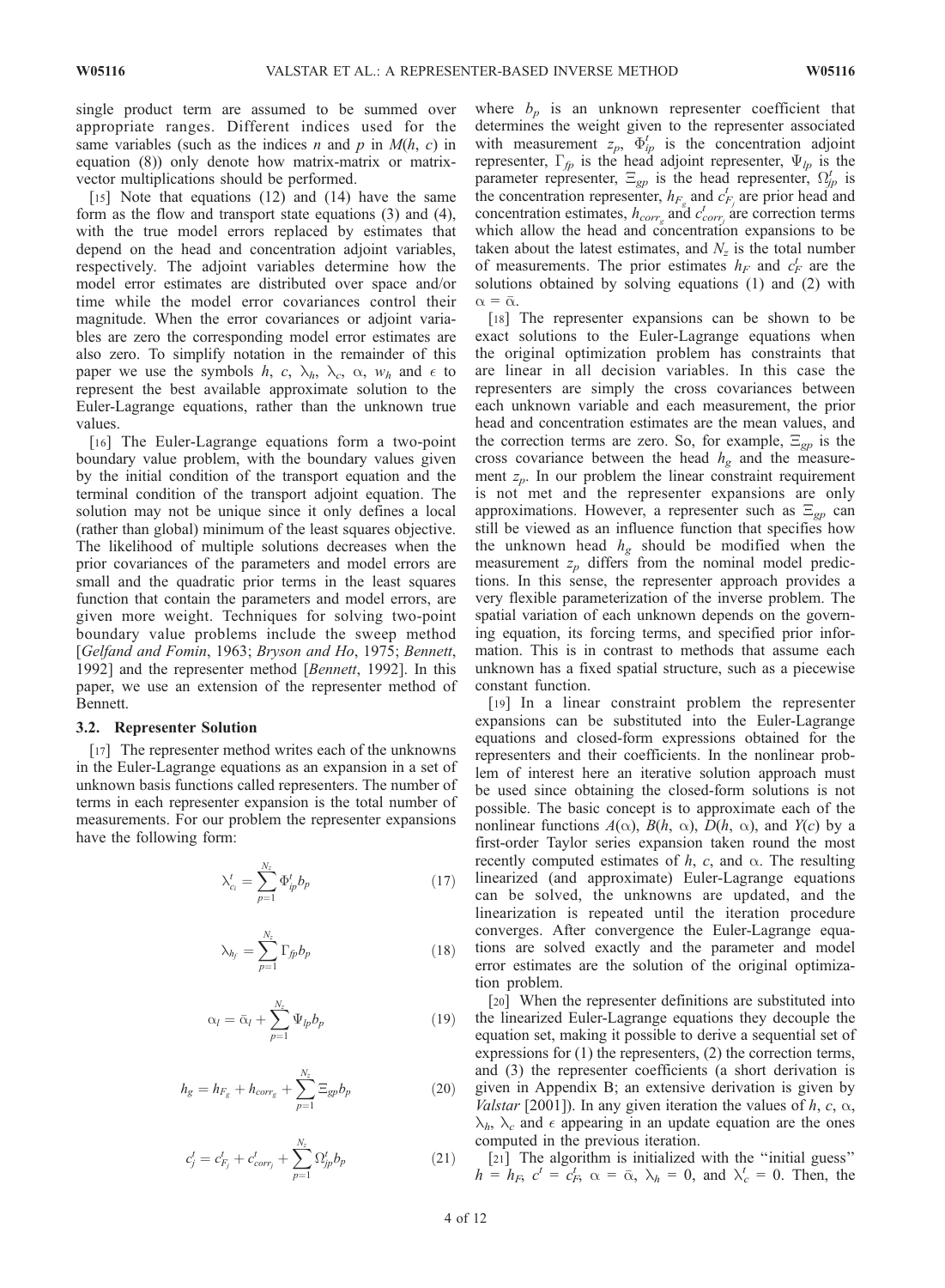single product term are assumed to be summed over appropriate ranges. Different indices used for the same variables (such as the indices $n$ and $p$ in $M(h, c)$ in equation (8)) only denote how matrix-matrix or matrix-vector multiplications should be performed.

[15] Note that equations (12) and (14) have the same form as the flow and transport state equations (3) and (4), with the true model errors replaced by estimates that depend on the head and concentration adjoint variables, respectively. The adjoint variables determine how the model error estimates are distributed over space and/or time while the model error covariances control their magnitude. When the error covariances or adjoint variables are zero the corresponding model error estimates are also zero. To simplify notation in the remainder of this paper we use the symbols $h$, $c$, $\lambda_h$, $\lambda_c$, $\alpha$, $w_h$ and $\epsilon$ to represent the best available approximate solution to the Euler-Lagrange equations, rather than the unknown true values.

[16] The Euler-Lagrange equations form a two-point boundary value problem, with the boundary values given by the initial condition of the transport equation and the terminal condition of the transport adjoint equation. The solution may not be unique since it only defines a local (rather than global) minimum of the least squares objective. The likelihood of multiple solutions decreases when the prior covariances of the parameters and model errors are small and the quadratic prior terms in the least squares function that contain the parameters and model errors, are given more weight. Techniques for solving two-point boundary value problems include the sweep method [*Gelfand and Fomin*, 1963; *Bryson and Ho*, 1975; *Bennett*, 1992] and the representer method [*Bennett*, 1992]. In this paper, we use an extension of the representer method of Bennett.

### 3.2. Representer Solution

[17] The representer method writes each of the unknowns in the Euler-Lagrange equations as an expansion in a set of unknown basis functions called representers. The number of terms in each representer expansion is the total number of measurements. For our problem the representer expansions have the following form:

$$\lambda^t_{c_i} = \sum_{p=1}^{N_z} \Phi^t_{ip} b_p \tag{17}$$

$$\lambda_{h_f} = \sum_{p=1}^{N_z} \Gamma_{fp} b_p \tag{18}$$

$$\alpha_l = \bar{\alpha}_l + \sum_{p=1}^{N_z} \Psi_{lp} b_p \tag{19}$$

$$h_g = h_{F_g} + h_{corr_g} + \sum_{p=1}^{N_z} \Xi_{gp} b_p \tag{20}$$

$$c^t_j = c^t_{F_j} + c^t_{corr_j} + \sum_{p=1}^{N_z} \Omega^t_{jp} b_p \tag{21}$$

where $b_p$ is an unknown representer coefficient that determines the weight given to the representer associated with measurement $z_p$, $\Phi^t_{ip}$ is the concentration adjoint representer, $\Gamma_{fp}$ is the head adjoint representer, $\Psi_{lp}$ is the parameter representer, $\Xi_{gp}$ is the head representer, $\Omega^t_{jp}$ is the concentration representer, $h_{F_g}$ and $c^t_{F_j}$ are prior head and concentration estimates, $h_{corr_g}$ and $c^t_{corr_j}$ are correction terms which allow the head and concentration expansions to be taken about the latest estimates, and $N_z$ is the total number of measurements. The prior estimates $h_F$ and $c^t_F$ are the solutions obtained by solving equations (1) and (2) with $\alpha = \bar{\alpha}$.

[18] The representer expansions can be shown to be exact solutions to the Euler-Lagrange equations when the original optimization problem has constraints that are linear in all decision variables. In this case the representers are simply the cross covariances between each unknown variable and each measurement, the prior head and concentration estimates are the mean values, and the correction terms are zero. So, for example, $\Xi_{gp}$ is the cross covariance between the head $h_g$ and the measurement $z_p$. In our problem the linear constraint requirement is not met and the representer expansions are only approximations. However, a representer such as $\Xi_{gp}$ can still be viewed as an influence function that specifies how the unknown head $h_g$ should be modified when the measurement $z_p$ differs from the nominal model predictions. In this sense, the representer approach provides a very flexible parameterization of the inverse problem. The spatial variation of each unknown depends on the governing equation, its forcing terms, and specified prior information. This is in contrast to methods that assume each unknown has a fixed spatial structure, such as a piecewise constant function.

[19] In a linear constraint problem the representer expansions can be substituted into the Euler-Lagrange equations and closed-form expressions obtained for the representers and their coefficients. In the nonlinear problem of interest here an iterative solution approach must be used since obtaining the closed-form solutions is not possible. The basic concept is to approximate each of the nonlinear functions $A(\alpha)$, $B(h, \alpha)$, $D(h, \alpha)$, and $Y(c)$ by a first-order Taylor series expansion taken round the most recently computed estimates of $h$, $c$, and $\alpha$. The resulting linearized (and approximate) Euler-Lagrange equations can be solved, the unknowns are updated, and the linearization is repeated until the iteration procedure converges. After convergence the Euler-Lagrange equations are solved exactly and the parameter and model error estimates are the solution of the original optimization problem.

[20] When the representer definitions are substituted into the linearized Euler-Lagrange equations they decouple the equation set, making it possible to derive a sequential set of expressions for (1) the representers, (2) the correction terms, and (3) the representer coefficients (a short derivation is given in Appendix B; an extensive derivation is given by *Valstar* [2001]). In any given iteration the values of $h$, $c$, $\alpha$, $\lambda_h$, $\lambda_c$ and $\epsilon$ appearing in an update equation are the ones computed in the previous iteration.

[21] The algorithm is initialized with the "initial guess" $h = h_F$, $c^t = c^t_F$, $\alpha = \bar{\alpha}$, $\lambda_h = 0$, and $\lambda^t_c = 0$. Then, the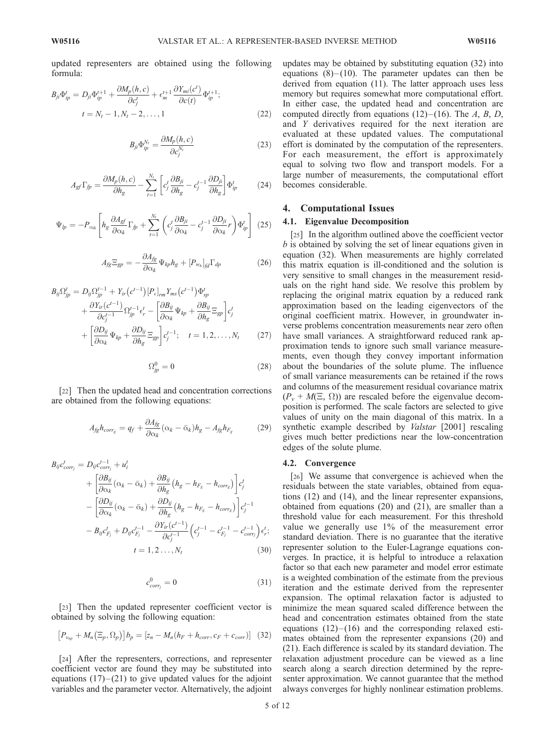updated representers are obtained using the following formula:

$$B_{ji}\Phi_{ip}^{t} = D_{ji}\Phi_{ip}^{t+1} + \frac{\partial M_p(h,c)}{\partial c_j^t} + \epsilon_m^{t+1}\frac{\partial Y_{mi}(c^t)}{\partial c(t)}\Phi_{ip}^{t+1}; \quad t = N_t - 1, N_t - 2, \ldots, 1 \tag{22}$$

$$B_{ji}\Phi_{ip}^{N_t} = \frac{\partial M_p(h,c)}{\partial c_j^{N_t}} \tag{23}$$

$$A_{gf}\Gamma_{fp} = \frac{\partial M_p(h,c)}{\partial h_g} - \sum_{t=1}^{N_t}\left[c_j^t \frac{\partial B_{ji}}{\partial h_g} - c_j^{t-1}\frac{\partial D_{ji}}{\partial h_g}\right]\Phi_{ip}^t \tag{24}$$

$$\Psi_{lp} = -P_{\alpha_{lk}}\left[h_g \frac{\partial A_{gf}}{\partial \alpha_k}\Gamma_{fp} + \sum_{t=1}^{N_t}\left(c_j^t\frac{\partial B_{ji}}{\partial \alpha_k} - c_j^{t-1}\frac{\partial D_{ji}}{\partial \alpha_k}r\right)\Phi_{ip}^t\right] \tag{25}$$

$$A_{fg}\Xi_{gp} = -\frac{\partial A_{fg}}{\partial \alpha_k}\Psi_{kp}h_g + [P_{w_h}]_{fd}\Gamma_{dp} \tag{26}$$

$$\begin{aligned} B_{ij}\Omega_{jp}^t = {} & D_{ij}\Omega_{jp}^{t-1} + Y_{ir}\left(c^{t-1}\right)[P_\epsilon]_{rm}Y_{ms}\left(c^{t-1}\right)\Phi_{sp}^t \\ & + \frac{\partial Y_{ir}(c^{t-1})}{\partial c_j^{t-1}}\Omega_{jp}^{t-1}\epsilon_r^t - \left[\frac{\partial B_{ij}}{\partial \alpha_k}\Psi_{kp} + \frac{\partial B_{ij}}{\partial h_g}\Xi_{gp}\right]c_j^t \\ & + \left[\frac{\partial D_{ij}}{\partial \alpha_k}\Psi_{kp} + \frac{\partial D_{ij}}{\partial h_g}\Xi_{gp}\right]c_j^{t-1}; \quad t = 1, 2, \ldots, N_t \end{aligned} \tag{27}$$

$$\Omega_{jp}^0 = 0 \tag{28}$$

[22] Then the updated head and concentration corrections are obtained from the following equations:

$$A_{fg}h_{corr_g} = q_f + \frac{\partial A_{fg}}{\partial \alpha_k}(\alpha_k - \bar{\alpha}_k)h_g - A_{fg}h_{F_g} \tag{29}$$

$$\begin{aligned} B_{ij}c_{corr_j}^t = {} & D_{ij}c_{corr_j}^{t-1} + u_i^t \\ & + \left[\frac{\partial B_{ij}}{\partial \alpha_k}(\alpha_k - \bar{\alpha}_k) + \frac{\partial B_{ij}}{\partial h_g}\left(h_g - h_{F_g} - h_{corr_g}\right)\right]c_j^t \\ & - \left[\frac{\partial D_{ij}}{\partial \alpha_k}(\alpha_k - \bar{\alpha}_k) + \frac{\partial D_{ij}}{\partial h_g}\left(h_g - h_{F_g} - h_{corr_g}\right)\right]c_j^{t-1} \\ & - B_{ij}c_{F_j}^t + D_{ij}c_{F_j}^{t-1} - \frac{\partial Y_{ir}(c^{t-1})}{\partial c_j^{t-1}}\left(c_j^{t-1} - c_{F_j}^{t-1} - c_{corr_j}^{t-1}\right)\epsilon_r^t; \\ & t = 1, 2 \ldots, N_t \end{aligned} \tag{30}$$

$$c_{corr_j}^0 = 0 \tag{31}$$

[23] Then the updated representer coefficient vector is obtained by solving the following equation:

$$\left[P_{v_{np}} + M_n\left(\Xi_p, \Omega_p\right)\right]b_p = \left[z_n - M_n(h_F + h_{corr}, c_F + c_{corr})\right] \tag{32}$$

[24] After the representers, corrections, and representer coefficient vector are found they may be substituted into equations (17)–(21) to give updated values for the adjoint variables and the parameter vector. Alternatively, the adjoint updates may be obtained by substituting equation (32) into equations (8)–(10). The parameter updates can then be derived from equation (11). The latter approach uses less memory but requires somewhat more computational effort. In either case, the updated head and concentration are computed directly from equations (12)–(16). The $A$, $B$, $D$, and $Y$ derivatives required for the next iteration are evaluated at these updated values. The computational effort is dominated by the computation of the representers. For each measurement, the effort is approximately equal to solving two flow and transport models. For a large number of measurements, the computational effort becomes considerable.

## 4. Computational Issues

### 4.1. Eigenvalue Decomposition

[25] In the algorithm outlined above the coefficient vector $b$ is obtained by solving the set of linear equations given in equation (32). When measurements are highly correlated this matrix equation is ill-conditioned and the solution is very sensitive to small changes in the measurement residuals on the right hand side. We resolve this problem by replacing the original matrix equation by a reduced rank approximation based on the leading eigenvectors of the original coefficient matrix. However, in groundwater inverse problems concentration measurements near zero often have small variances. A straightforward reduced rank approximation tends to ignore such small variance measurements, even though they convey important information about the boundaries of the solute plume. The influence of small variance measurements can be retained if the rows and columns of the measurement residual covariance matrix ($P_v + M(\Xi, \Omega)$) are rescaled before the eigenvalue decomposition is performed. The scale factors are selected to give values of unity on the main diagonal of this matrix. In a synthetic example described by *Valstar* [2001] rescaling gives much better predictions near the low-concentration edges of the solute plume.

### 4.2. Convergence

[26] We assume that convergence is achieved when the residuals between the state variables, obtained from equations (12) and (14), and the linear representer expansions, obtained from equations (20) and (21), are smaller than a threshold value for each measurement. For this threshold value we generally use 1% of the measurement error standard deviation. There is no guarantee that the iterative representer solution to the Euler-Lagrange equations converges. In practice, it is helpful to introduce a relaxation factor so that each new parameter and model error estimate is a weighted combination of the estimate from the previous iteration and the estimate derived from the representer expansion. The optimal relaxation factor is adjusted to minimize the mean squared scaled difference between the head and concentration estimates obtained from the state equations (12)–(16) and the corresponding relaxed estimates obtained from the representer expansions (20) and (21). Each difference is scaled by its standard deviation. The relaxation adjustment procedure can be viewed as a line search along a search direction determined by the representer approximation. We cannot guarantee that the method always converges for highly nonlinear estimation problems.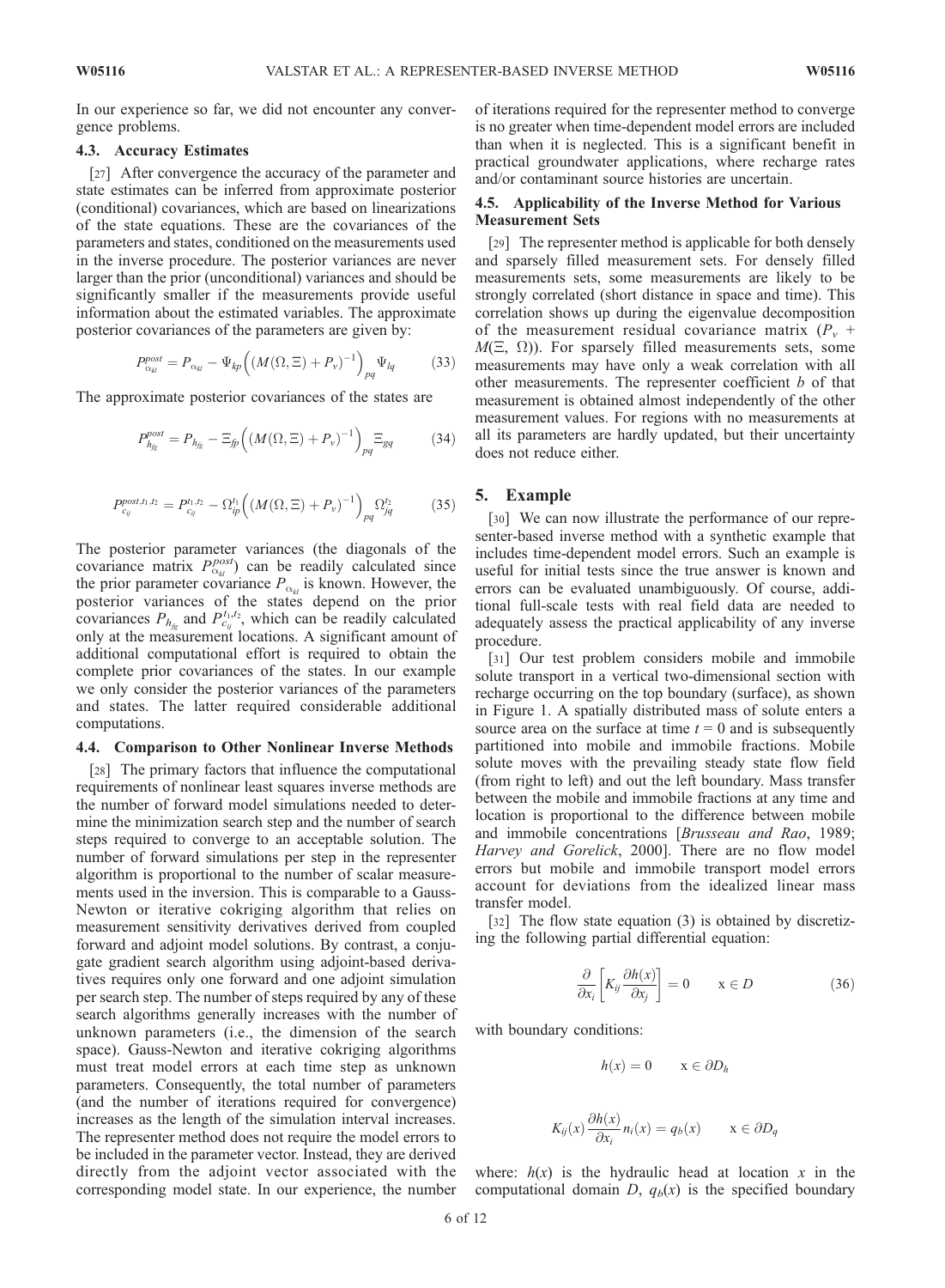In our experience so far, we did not encounter any convergence problems.

### 4.3. Accuracy Estimates

[27] After convergence the accuracy of the parameter and state estimates can be inferred from approximate posterior (conditional) covariances, which are based on linearizations of the state equations. These are the covariances of the parameters and states, conditioned on the measurements used in the inverse procedure. The posterior variances are never larger than the prior (unconditional) variances and should be significantly smaller if the measurements provide useful information about the estimated variables. The approximate posterior covariances of the parameters are given by:

$$P^{post}_{\alpha_{kl}} = P_{\alpha_{kl}} - \Psi_{kp}\Big((M(\Omega,\Xi) + P_v)^{-1}\Big)_{pq}\Psi_{lq} \qquad (33)$$

The approximate posterior covariances of the states are

$$P^{post}_{h_{fg}} = P_{h_{fg}} - \Xi_{fp}\Big((M(\Omega,\Xi) + P_v)^{-1}\Big)_{pq}\Xi_{gq} \qquad (34)$$

$$P^{post,t_1,t_2}_{c_{ij}} = P^{t_1,t_2}_{c_{ij}} - \Omega^{t_1}_{ip}\Big((M(\Omega,\Xi) + P_v)^{-1}\Big)_{pq}\Omega^{t_2}_{jq} \qquad (35)$$

The posterior parameter variances (the diagonals of the covariance matrix $P^{post}_{\alpha_{kl}}$) can be readily calculated since the prior parameter covariance $P_{\alpha_{kl}}$ is known. However, the posterior variances of the states depend on the prior covariances $P_{h_{fg}}$ and $P^{t_1,t_2}_{c_{ij}}$, which can be readily calculated only at the measurement locations. A significant amount of additional computational effort is required to obtain the complete prior covariances of the states. In our example we only consider the posterior variances of the parameters and states. The latter required considerable additional computations.

### 4.4. Comparison to Other Nonlinear Inverse Methods

[28] The primary factors that influence the computational requirements of nonlinear least squares inverse methods are the number of forward model simulations needed to determine the minimization search step and the number of search steps required to converge to an acceptable solution. The number of forward simulations per step in the representer algorithm is proportional to the number of scalar measurements used in the inversion. This is comparable to a Gauss-Newton or iterative cokriging algorithm that relies on measurement sensitivity derivatives derived from coupled forward and adjoint model solutions. By contrast, a conjugate gradient search algorithm using adjoint-based derivatives requires only one forward and one adjoint simulation per search step. The number of steps required by any of these search algorithms generally increases with the number of unknown parameters (i.e., the dimension of the search space). Gauss-Newton and iterative cokriging algorithms must treat model errors at each time step as unknown parameters. Consequently, the total number of parameters (and the number of iterations required for convergence) increases as the length of the simulation interval increases. The representer method does not require the model errors to be included in the parameter vector. Instead, they are derived directly from the adjoint vector associated with the corresponding model state. In our experience, the number of iterations required for the representer method to converge is no greater when time-dependent model errors are included than when it is neglected. This is a significant benefit in practical groundwater applications, where recharge rates and/or contaminant source histories are uncertain.

### 4.5. Applicability of the Inverse Method for Various Measurement Sets

[29] The representer method is applicable for both densely and sparsely filled measurement sets. For densely filled measurements sets, some measurements are likely to be strongly correlated (short distance in space and time). This correlation shows up during the eigenvalue decomposition of the measurement residual covariance matrix ($P_v$ + $M(\Xi, \Omega)$). For sparsely filled measurements sets, some measurements may have only a weak correlation with all other measurements. The representer coefficient $b$ of that measurement is obtained almost independently of the other measurement values. For regions with no measurements at all its parameters are hardly updated, but their uncertainty does not reduce either.

## 5. Example

[30] We can now illustrate the performance of our representer-based inverse method with a synthetic example that includes time-dependent model errors. Such an example is useful for initial tests since the true answer is known and errors can be evaluated unambiguously. Of course, additional full-scale tests with real field data are needed to adequately assess the practical applicability of any inverse procedure.

[31] Our test problem considers mobile and immobile solute transport in a vertical two-dimensional section with recharge occurring on the top boundary (surface), as shown in Figure 1. A spatially distributed mass of solute enters a source area on the surface at time $t = 0$ and is subsequently partitioned into mobile and immobile fractions. Mobile solute moves with the prevailing steady state flow field (from right to left) and out the left boundary. Mass transfer between the mobile and immobile fractions at any time and location is proportional to the difference between mobile and immobile concentrations [*Brusseau and Rao*, 1989; *Harvey and Gorelick*, 2000]. There are no flow model errors but mobile and immobile transport model errors account for deviations from the idealized linear mass transfer model.

[32] The flow state equation (3) is obtained by discretizing the following partial differential equation:

$$\frac{\partial}{\partial x_i}\left[K_{ij}\frac{\partial h(x)}{\partial x_j}\right] = 0 \qquad \mathrm{x} \in D \qquad (36)$$

with boundary conditions:

$$h(x) = 0 \qquad \mathrm{x} \in \partial D_h$$

$$K_{ij}(x)\frac{\partial h(x)}{\partial x_i}n_i(x) = q_b(x) \qquad \mathrm{x} \in \partial D_q$$

where: $h(x)$ is the hydraulic head at location $x$ in the computational domain $D$, $q_b(x)$ is the specified boundary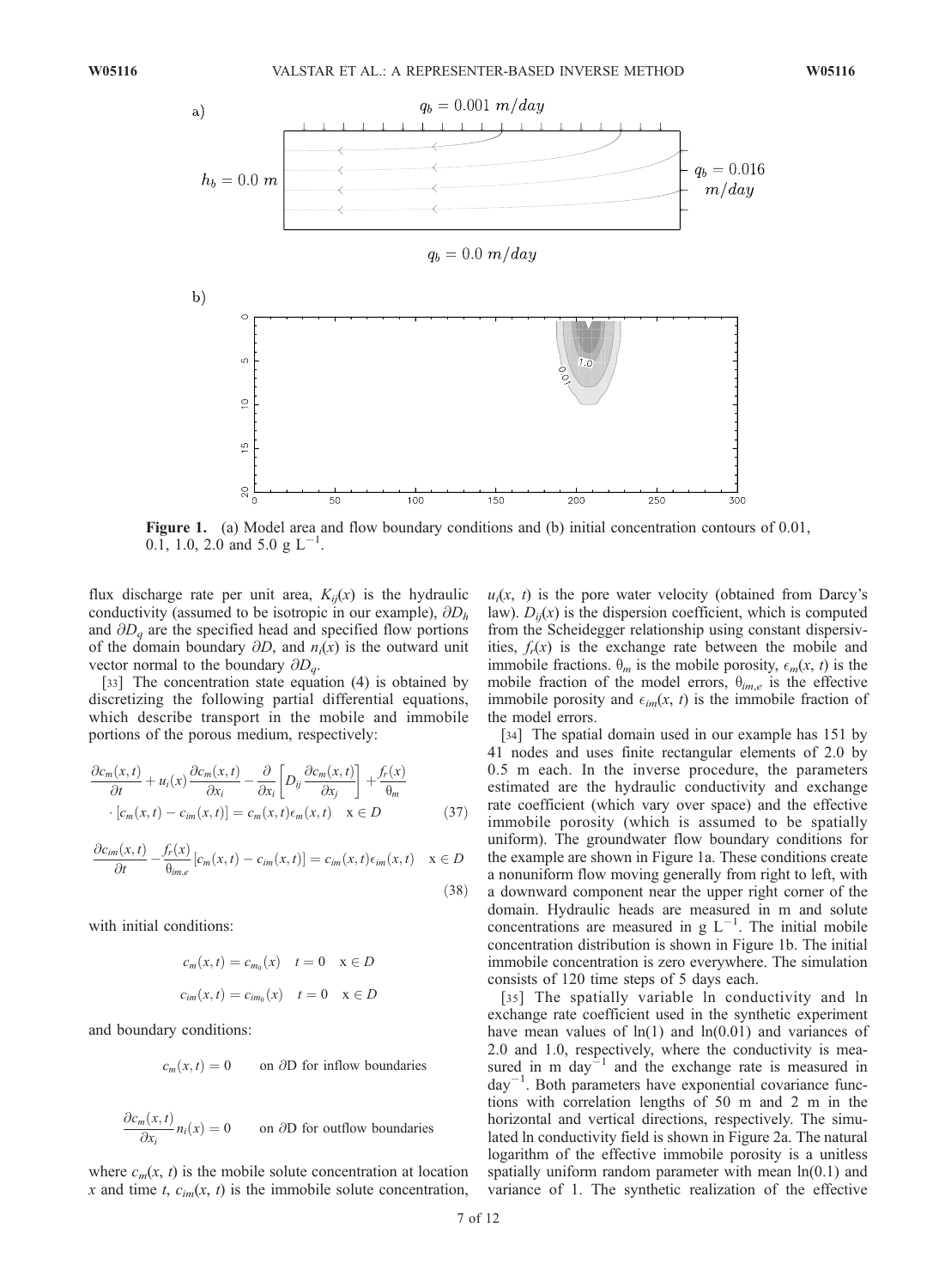Figure 1. (a) Model area and flow boundary conditions and (b) initial concentration contours of 0.01, 0.1, 1.0, 2.0 and 5.0 g L$^{-1}$.

flux discharge rate per unit area, $K_{ij}(x)$ is the hydraulic conductivity (assumed to be isotropic in our example), $\partial D_h$ and $\partial D_q$ are the specified head and specified flow portions of the domain boundary $\partial D$, and $n_i(x)$ is the outward unit vector normal to the boundary $\partial D_q$.

[33] The concentration state equation (4) is obtained by discretizing the following partial differential equations, which describe transport in the mobile and immobile portions of the porous medium, respectively:

$$\frac{\partial c_m(x,t)}{\partial t} + u_i(x)\frac{\partial c_m(x,t)}{\partial x_i} - \frac{\partial}{\partial x_i}\left[D_{ij}\frac{\partial c_m(x,t)}{\partial x_j}\right] + \frac{f_r(x)}{\theta_m} \cdot [c_m(x,t) - c_{im}(x,t)] = c_m(x,t)\epsilon_m(x,t) \quad \mathrm{x} \in D \tag{37}$$

$$\frac{\partial c_{im}(x,t)}{\partial t} - \frac{f_r(x)}{\theta_{im,e}}[c_m(x,t) - c_{im}(x,t)] = c_{im}(x,t)\epsilon_{im}(x,t) \quad \mathrm{x} \in D \tag{38}$$

with initial conditions:

$$c_m(x,t) = c_{m_0}(x) \quad t = 0 \quad \mathrm{x} \in D$$

$$c_{im}(x,t) = c_{im_0}(x) \quad t = 0 \quad \mathrm{x} \in D$$

and boundary conditions:

$$c_m(x,t) = 0 \qquad \text{on } \partial\mathrm{D} \text{ for inflow boundaries}$$

$$\frac{\partial c_m(x,t)}{\partial x_i}n_i(x) = 0 \qquad \text{on } \partial\mathrm{D} \text{ for outflow boundaries}$$

where $c_m(x, t)$ is the mobile solute concentration at location $x$ and time $t$, $c_{im}(x, t)$ is the immobile solute concentration, $u_i(x, t)$ is the pore water velocity (obtained from Darcy's law). $D_{ij}(x)$ is the dispersion coefficient, which is computed from the Scheidegger relationship using constant dispersivities, $f_r(x)$ is the exchange rate between the mobile and immobile fractions. $\theta_m$ is the mobile porosity, $\epsilon_m(x, t)$ is the mobile fraction of the model errors, $\theta_{im,e}$ is the effective immobile porosity and $\epsilon_{im}(x, t)$ is the immobile fraction of the model errors.

[34] The spatial domain used in our example has 151 by 41 nodes and uses finite rectangular elements of 2.0 by 0.5 m each. In the inverse procedure, the parameters estimated are the hydraulic conductivity and exchange rate coefficient (which vary over space) and the effective immobile porosity (which is assumed to be spatially uniform). The groundwater flow boundary conditions for the example are shown in Figure 1a. These conditions create a nonuniform flow moving generally from right to left, with a downward component near the upper right corner of the domain. Hydraulic heads are measured in m and solute concentrations are measured in g L$^{-1}$. The initial mobile concentration distribution is shown in Figure 1b. The initial immobile concentration is zero everywhere. The simulation consists of 120 time steps of 5 days each.

[35] The spatially variable ln conductivity and ln exchange rate coefficient used in the synthetic experiment have mean values of ln(1) and ln(0.01) and variances of 2.0 and 1.0, respectively, where the conductivity is measured in m day$^{-1}$ and the exchange rate is measured in day$^{-1}$. Both parameters have exponential covariance functions with correlation lengths of 50 m and 2 m in the horizontal and vertical directions, respectively. The simulated ln conductivity field is shown in Figure 2a. The natural logarithm of the effective immobile porosity is a unitless spatially uniform random parameter with mean ln(0.1) and variance of 1. The synthetic realization of the effective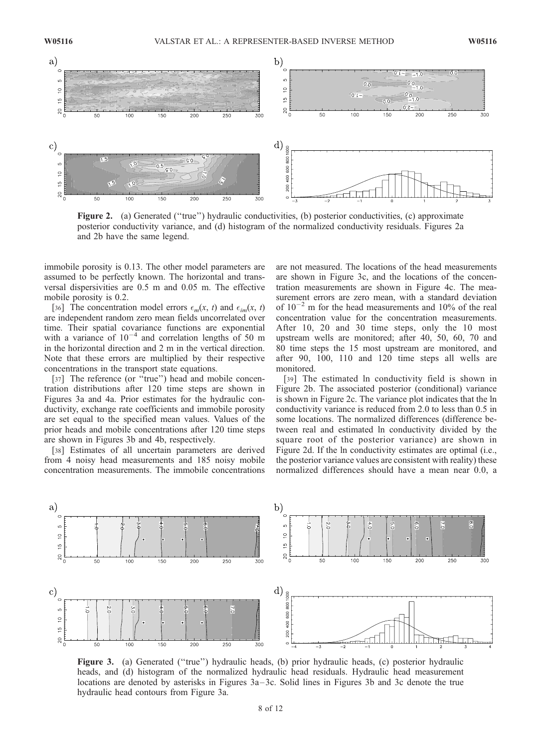**Figure 2.** (a) Generated ("true") hydraulic conductivities, (b) posterior conductivities, (c) approximate posterior conductivity variance, and (d) histogram of the normalized conductivity residuals. Figures 2a and 2b have the same legend.

immobile porosity is 0.13. The other model parameters are assumed to be perfectly known. The horizontal and transversal dispersivities are 0.5 m and 0.05 m. The effective mobile porosity is 0.2.

[36] The concentration model errors $\epsilon_m(x, t)$ and $\epsilon_{im}(x, t)$ are independent random zero mean fields uncorrelated over time. Their spatial covariance functions are exponential with a variance of $10^{-4}$ and correlation lengths of 50 m in the horizontal direction and 2 m in the vertical direction. Note that these errors are multiplied by their respective concentrations in the transport state equations.

[37] The reference (or "true") head and mobile concentration distributions after 120 time steps are shown in Figures 3a and 4a. Prior estimates for the hydraulic conductivity, exchange rate coefficients and immobile porosity are set equal to the specified mean values. Values of the prior heads and mobile concentrations after 120 time steps are shown in Figures 3b and 4b, respectively.

[38] Estimates of all uncertain parameters are derived from 4 noisy head measurements and 185 noisy mobile concentration measurements. The immobile concentrations are not measured. The locations of the head measurements are shown in Figure 3c, and the locations of the concentration measurements are shown in Figure 4c. The measurement errors are zero mean, with a standard deviation of $10^{-2}$ m for the head measurements and 10% of the real concentration value for the concentration measurements. After 10, 20 and 30 time steps, only the 10 most upstream wells are monitored; after 40, 50, 60, 70 and 80 time steps the 15 most upstream are monitored, and after 90, 100, 110 and 120 time steps all wells are monitored.

[39] The estimated ln conductivity field is shown in Figure 2b. The associated posterior (conditional) variance is shown in Figure 2c. The variance plot indicates that the ln conductivity variance is reduced from 2.0 to less than 0.5 in some locations. The normalized differences (difference between real and estimated ln conductivity divided by the square root of the posterior variance) are shown in Figure 2d. If the ln conductivity estimates are optimal (i.e., the posterior variance values are consistent with reality) these normalized differences should have a mean near 0.0, a

**Figure 3.** (a) Generated ("true") hydraulic heads, (b) prior hydraulic heads, (c) posterior hydraulic heads, and (d) histogram of the normalized hydraulic head residuals. Hydraulic head measurement locations are denoted by asterisks in Figures 3a–3c. Solid lines in Figures 3b and 3c denote the true hydraulic head contours from Figure 3a.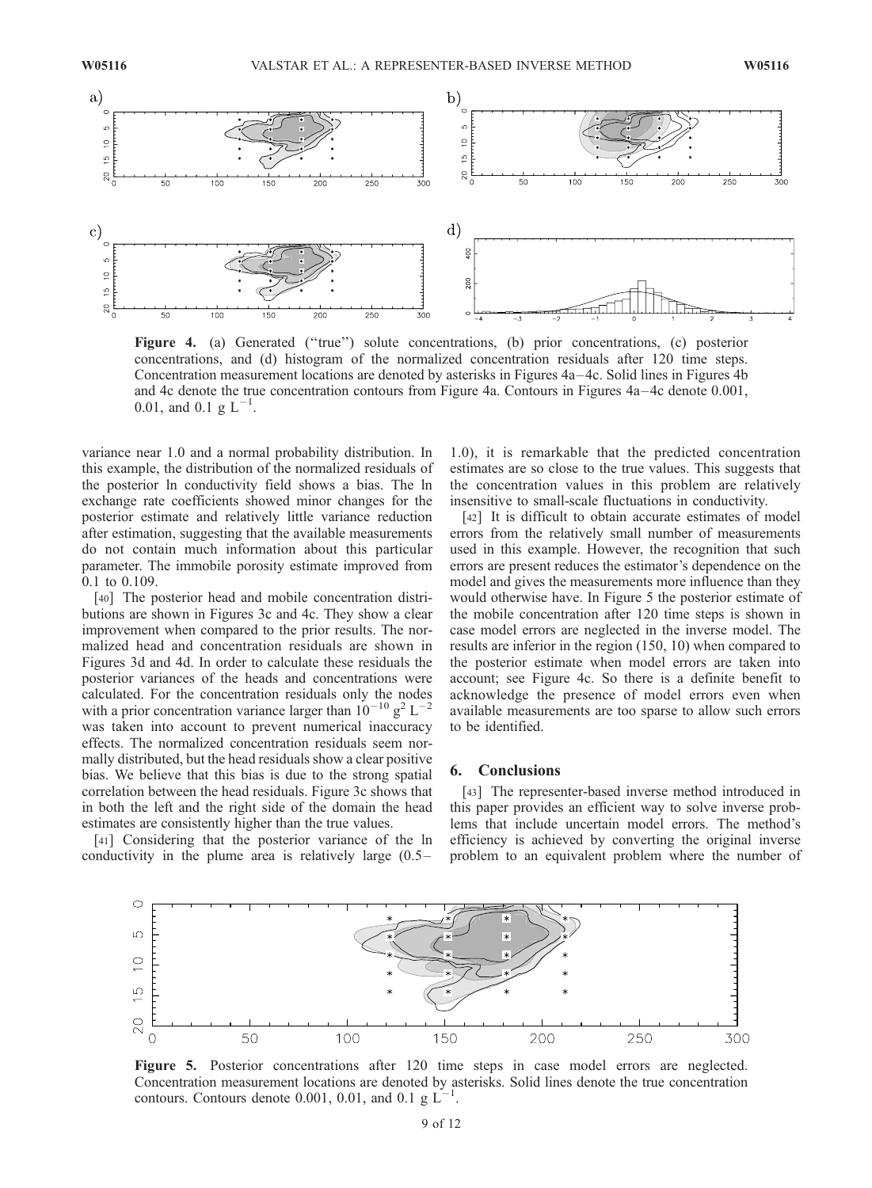Figure 4. (a) Generated ("true") solute concentrations, (b) prior concentrations, (c) posterior concentrations, and (d) histogram of the normalized concentration residuals after 120 time steps. Concentration measurement locations are denoted by asterisks in Figures 4a–4c. Solid lines in Figures 4b and 4c denote the true concentration contours from Figure 4a. Contours in Figures 4a–4c denote 0.001, 0.01, and 0.1 g $L^{-1}$.

variance near 1.0 and a normal probability distribution. In this example, the distribution of the normalized residuals of the posterior ln conductivity field shows a bias. The ln exchange rate coefficients showed minor changes for the posterior estimate and relatively little variance reduction after estimation, suggesting that the available measurements do not contain much information about this particular parameter. The immobile porosity estimate improved from 0.1 to 0.109.

[40] The posterior head and mobile concentration distributions are shown in Figures 3c and 4c. They show a clear improvement when compared to the prior results. The normalized head and concentration residuals are shown in Figures 3d and 4d. In order to calculate these residuals the posterior variances of the heads and concentrations were calculated. For the concentration residuals only the nodes with a prior concentration variance larger than $10^{-10}$ $g^2$ $L^{-2}$ was taken into account to prevent numerical inaccuracy effects. The normalized concentration residuals seem normally distributed, but the head residuals show a clear positive bias. We believe that this bias is due to the strong spatial correlation between the head residuals. Figure 3c shows that in both the left and the right side of the domain the head estimates are consistently higher than the true values.

[41] Considering that the posterior variance of the ln conductivity in the plume area is relatively large (0.5–1.0), it is remarkable that the predicted concentration estimates are so close to the true values. This suggests that the concentration values in this problem are relatively insensitive to small-scale fluctuations in conductivity.

[42] It is difficult to obtain accurate estimates of model errors from the relatively small number of measurements used in this example. However, the recognition that such errors are present reduces the estimator's dependence on the model and gives the measurements more influence than they would otherwise have. In Figure 5 the posterior estimate of the mobile concentration after 120 time steps is shown in case model errors are neglected in the inverse model. The results are inferior in the region (150, 10) when compared to the posterior estimate when model errors are taken into account; see Figure 4c. So there is a definite benefit to acknowledge the presence of model errors even when available measurements are too sparse to allow such errors to be identified.

## 6. Conclusions

[43] The representer-based inverse method introduced in this paper provides an efficient way to solve inverse problems that include uncertain model errors. The method's efficiency is achieved by converting the original inverse problem to an equivalent problem where the number of

Figure 5. Posterior concentrations after 120 time steps in case model errors are neglected. Concentration measurement locations are denoted by asterisks. Solid lines denote the true concentration contours. Contours denote 0.001, 0.01, and 0.1 g $L^{-1}$.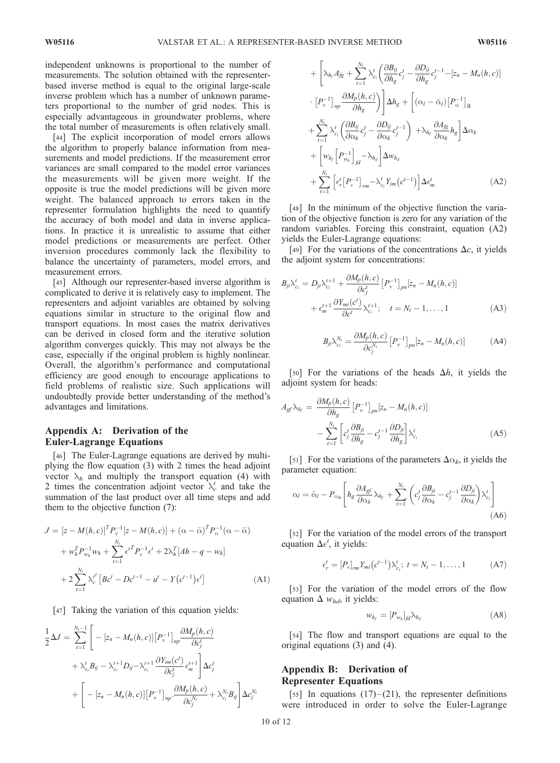independent unknowns is proportional to the number of measurements. The solution obtained with the representer-based inverse method is equal to the original large-scale inverse problem which has a number of unknown parameters proportional to the number of grid nodes. This is especially advantageous in groundwater problems, where the total number of measurements is often relatively small.

[44] The explicit incorporation of model errors allows the algorithm to properly balance information from measurements and model predictions. If the measurement error variances are small compared to the model error variances the measurements will be given more weight. If the opposite is true the model predictions will be given more weight. The balanced approach to errors taken in the representer formulation highlights the need to quantify the accuracy of both model and data in inverse applications. In practice it is unrealistic to assume that either model predictions or measurements are perfect. Other inversion procedures commonly lack the flexibility to balance the uncertainty of parameters, model errors, and measurement errors.

[45] Although our representer-based inverse algorithm is complicated to derive it is relatively easy to implement. The representers and adjoint variables are obtained by solving equations similar in structure to the original flow and transport equations. In most cases the matrix derivatives can be derived in closed form and the iterative solution algorithm converges quickly. This may not always be the case, especially if the original problem is highly nonlinear. Overall, the algorithm's performance and computational efficiency are good enough to encourage applications to field problems of realistic size. Such applications will undoubtedly provide better understanding of the method's advantages and limitations.

## Appendix A: Derivation of the Euler-Lagrange Equations

[46] The Euler-Lagrange equations are derived by multiplying the flow equation (3) with 2 times the head adjoint vector $\lambda_h$ and multiply the transport equation (4) with 2 times the concentration adjoint vector $\lambda_c^t$ and take the summation of the last product over all time steps and add them to the objective function (7):

$$
\begin{aligned}
J = {} & [z - M(h,c)]^T P_v^{-1}[z - M(h,c)] + (\alpha - \bar{\alpha})^T P_\alpha^{-1}(\alpha - \bar{\alpha}) \\
& + w_h^T P_{w_h}^{-1} w_h + \sum_{t=1}^{N_t} \epsilon^{t^T} P_\epsilon^{-1} \epsilon^t + 2\lambda_h^T [Ah - q - w_h] \\
& + 2\sum_{t=1}^{N_t} \lambda_c^{t^T} \left[ Bc^t - Dc^{t-1} - u^t - Y\left(c^{t-1}\right)\epsilon^t \right]
\end{aligned} \tag{A1}
$$

[47] Taking the variation of this equation yields:

$$
\begin{aligned}
\frac{1}{2}\Delta J = {} & \sum_{t=1}^{N_t-1} \left[ -[z_n - M_n(h,c)]\left[P_v^{-1}\right]_{np} \frac{\partial M_p(h,c)}{\partial c_j^t} \right. \\
& \left. + \lambda_{c_i}^t B_{ij} - \lambda_{c_i}^{t+1} D_{ij} - \lambda_{c_i}^{t+1} \frac{\partial Y_{im}(c^t)}{\partial c_j^t} \epsilon_m^{t+1} \right] \Delta c_j^t \\
& + \left[ -[z_n - M_n(h,c)]\left[P_v^{-1}\right]_{np} \cdot \frac{\partial M_p(h,c)}{\partial c_j^{N_t}} + \lambda_{c_i}^{N_t} B_{ij} \right] \Delta c_j^{N_t} \\
& + \left[ \lambda_{h_f} A_{fg} + \sum_{t=1}^{N_t} \lambda_{c_i}^t \left( \frac{\partial B_{ij}}{\partial h_g} c_j^t - \frac{\partial D_{ij}}{\partial h_g} c_j^{t-1} - [z_n - M_n(h,c)] \right. \right. \\
& \left. \left. \cdot \left[P_v^{-1}\right]_{np} \frac{\partial M_p(h,c)}{\partial h_g} \right) \right] \Delta h_g + \left[ (\alpha_l - \bar{\alpha}_l)\left[P_\alpha^{-1}\right]_{lk} \right. \\
& \left. + \sum_{t=1}^{N_t} \lambda_{c_i}^t \left( \frac{\partial B_{ij}}{\partial \alpha_k} c_j^t - \frac{\partial D_{ij}}{\partial \alpha_k} c_j^{t-1} \right) + \lambda_{h_f} \frac{\partial A_{fg}}{\partial \alpha_k} h_g \right] \Delta \alpha_k \\
& + \left[ w_{h_f} \left[P_{w_h}^{-1}\right]_{fd} - \lambda_{h_d} \right] \Delta w_{h_d} \\
& + \sum_{t=1}^{N_t} \left[ \epsilon_r^t \left[P_\epsilon^{-1}\right]_{rm} - \lambda_{c_i}^t Y_{im}\left(c^{t-1}\right) \right] \Delta \epsilon_m^t
\end{aligned} \tag{A2}
$$

[48] In the minimum of the objective function the variation of the objective function is zero for any variation of the random variables. Forcing this constraint, equation (A2) yields the Euler-Lagrange equations:

[49] For the variations of the concentrations $\Delta c$, it yields the adjoint system for concentrations:

$$
\begin{aligned}
B_{ji}\lambda_{c_i}^t = {} & D_{ji}\lambda_{c_i}^{t+1} + \frac{\partial M_p(h,c)}{\partial c_j^t}\left[P_v^{-1}\right]_{pn}[z_n - M_n(h,c)] \\
& + \epsilon_m^{t+1} \frac{\partial Y_{mi}(c^t)}{\partial c^t} \lambda_{c_i}^{t+1}; \quad t = N_t - 1, \ldots, 1
\end{aligned} \tag{A3}
$$

$$
B_{ji}\lambda_{c_i}^{N_t} = \frac{\partial M_p(h,c)}{\partial c_j^{N_t}}\left[P_v^{-1}\right]_{pn}[z_n - M_n(h,c)] \tag{A4}
$$

[50] For the variations of the heads $\Delta h$, it yields the adjoint system for heads:

$$
\begin{aligned}
A_{gf}\lambda_{h_f} = {} & \frac{\partial M_p(h,c)}{\partial h_g}\left[P_v^{-1}\right]_{pn}[z_n - M_n(h,c)] \\
& - \sum_{t=1}^{N_t} \left[ c_j^t \frac{\partial B_{ji}}{\partial h_g} - c_j^{t-1} \frac{\partial D_{ji}}{\partial h_g} \right] \lambda_{c_i}^t
\end{aligned} \tag{A5}
$$

[51] For the variations of the parameters $\Delta\alpha_k$, it yields the parameter equation:

$$
\alpha_l = \bar{\alpha}_l - P_{\alpha_{lk}} \left[ h_g \frac{\partial A_{gf}}{\partial \alpha_k} \lambda_{h_f} + \sum_{t=1}^{N_t} \left( c_j^t \frac{\partial B_{ji}}{\partial \alpha_k} - c_j^{t-1} \frac{\partial D_{ji}}{\partial \alpha_k} \right) \lambda_{c_i}^t \right] \tag{A6}
$$

[52] For the variation of the model errors of the transport equation $\Delta\epsilon^t$, it yields:

$$
\epsilon_r^t = [P_\epsilon]_{rm} Y_{mi}\left(c^{t-1}\right)\lambda_{c_i}^t; \; t = N_t - 1, \ldots, 1 \tag{A7}
$$

[53] For the variation of the model errors of the flow equation $\Delta\, w_{hd}$, it yields:

$$
w_{h_f} = [P_{w_h}]_{fd} \lambda_{h_d} \tag{A8}
$$

[54] The flow and transport equations are equal to the original equations (3) and (4).

## Appendix B: Derivation of Representer Equations

[55] In equations (17)–(21), the representer definitions were introduced in order to solve the Euler-Lagrange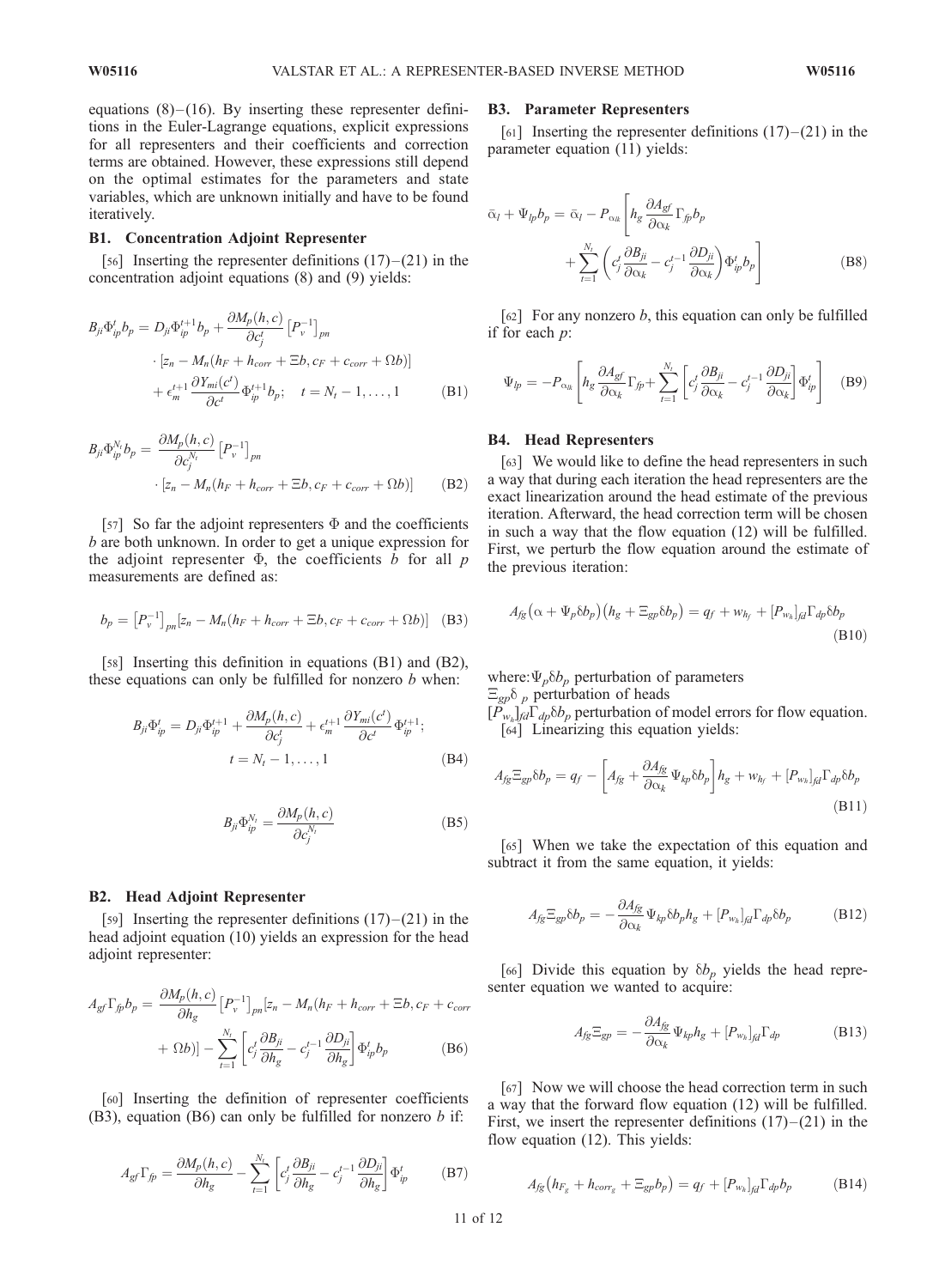equations (8)–(16). By inserting these representer definitions in the Euler-Lagrange equations, explicit expressions for all representers and their coefficients and correction terms are obtained. However, these expressions still depend on the optimal estimates for the parameters and state variables, which are unknown initially and have to be found iteratively.

### B1. Concentration Adjoint Representer

[56] Inserting the representer definitions (17)–(21) in the concentration adjoint equations (8) and (9) yields:

$$B_{ji}\Phi_{ip}^{t}b_p = D_{ji}\Phi_{ip}^{t+1}b_p + \frac{\partial M_p(h,c)}{\partial c_j^t}\left[P_v^{-1}\right]_{pn} \cdot \left[z_n - M_n(h_F + h_{corr} + \Xi b, c_F + c_{corr} + \Omega b)\right] + \epsilon_m^{t+1}\frac{\partial Y_{mi}(c^t)}{\partial c^t}\Phi_{ip}^{t+1}b_p; \quad t = N_t - 1, \ldots, 1 \tag{B1}$$

$$B_{ji}\Phi_{ip}^{N_t}b_p = \frac{\partial M_p(h,c)}{\partial c_j^{N_t}}\left[P_v^{-1}\right]_{pn} \cdot \left[z_n - M_n(h_F + h_{corr} + \Xi b, c_F + c_{corr} + \Omega b)\right] \tag{B2}$$

[57] So far the adjoint representers $\Phi$ and the coefficients $b$ are both unknown. In order to get a unique expression for the adjoint representer $\Phi$, the coefficients $b$ for all $p$ measurements are defined as:

$$b_p = \left[P_v^{-1}\right]_{pn}\left[z_n - M_n(h_F + h_{corr} + \Xi b, c_F + c_{corr} + \Omega b)\right] \tag{B3}$$

[58] Inserting this definition in equations (B1) and (B2), these equations can only be fulfilled for nonzero $b$ when:

$$B_{ji}\Phi_{ip}^{t} = D_{ji}\Phi_{ip}^{t+1} + \frac{\partial M_p(h,c)}{\partial c_j^t} + \epsilon_m^{t+1}\frac{\partial Y_{mi}(c^t)}{\partial c^t}\Phi_{ip}^{t+1}; \quad t = N_t - 1, \ldots, 1 \tag{B4}$$

$$B_{ji}\Phi_{ip}^{N_t} = \frac{\partial M_p(h,c)}{\partial c_j^{N_t}} \tag{B5}$$

### B2. Head Adjoint Representer

[59] Inserting the representer definitions (17)–(21) in the head adjoint equation (10) yields an expression for the head adjoint representer:

$$A_{gf}\Gamma_{fp}b_p = \frac{\partial M_p(h,c)}{\partial h_g}\left[P_v^{-1}\right]_{pn}\left[z_n - M_n(h_F + h_{corr} + \Xi b, c_F + c_{corr} + \Omega b)\right] - \sum_{t=1}^{N_t}\left[c_j^t\frac{\partial B_{ji}}{\partial h_g} - c_j^{t-1}\frac{\partial D_{ji}}{\partial h_g}\right]\Phi_{ip}^{t}b_p \tag{B6}$$

[60] Inserting the definition of representer coefficients (B3), equation (B6) can only be fulfilled for nonzero $b$ if:

$$A_{gf}\Gamma_{fp} = \frac{\partial M_p(h,c)}{\partial h_g} - \sum_{t=1}^{N_t}\left[c_j^t\frac{\partial B_{ji}}{\partial h_g} - c_j^{t-1}\frac{\partial D_{ji}}{\partial h_g}\right]\Phi_{ip}^{t} \tag{B7}$$

### B3. Parameter Representers

[61] Inserting the representer definitions (17)–(21) in the parameter equation (11) yields:

$$\bar{\alpha}_l + \Psi_{lp}b_p = \bar{\alpha}_l - P_{\alpha_{lk}}\left[h_g\frac{\partial A_{gf}}{\partial \alpha_k}\Gamma_{fp}b_p + \sum_{t=1}^{N_t}\left(c_j^t\frac{\partial B_{ji}}{\partial \alpha_k} - c_j^{t-1}\frac{\partial D_{ji}}{\partial \alpha_k}\right)\Phi_{ip}^{t}b_p\right] \tag{B8}$$

[62] For any nonzero $b$, this equation can only be fulfilled if for each $p$:

$$\Psi_{lp} = -P_{\alpha_{lk}}\left[h_g\frac{\partial A_{gf}}{\partial \alpha_k}\Gamma_{fp} + \sum_{t=1}^{N_t}\left[c_j^t\frac{\partial B_{ji}}{\partial \alpha_k} - c_j^{t-1}\frac{\partial D_{ji}}{\partial \alpha_k}\right]\Phi_{ip}^{t}\right] \tag{B9}$$

### B4. Head Representers

[63] We would like to define the head representers in such a way that during each iteration the head representers are the exact linearization around the head estimate of the previous iteration. Afterward, the head correction term will be chosen in such a way that the flow equation (12) will be fulfilled. First, we perturb the flow equation around the estimate of the previous iteration:

$$A_{fg}\left(\alpha + \Psi_p\delta b_p\right)\left(h_g + \Xi_{gp}\delta b_p\right) = q_f + w_{h_f} + \left[P_{w_h}\right]_{fd}\Gamma_{dp}\delta b_p \tag{B10}$$

where: $\Psi_p\delta b_p$ perturbation of parameters
$\Xi_{gp}\delta_p$ perturbation of heads
$[P_{w_h}]_{fd}\Gamma_{dp}\delta b_p$ perturbation of model errors for flow equation.

[64] Linearizing this equation yields:

$$A_{fg}\Xi_{gp}\delta b_p = q_f - \left[A_{fg} + \frac{\partial A_{fg}}{\partial \alpha_k}\Psi_{kp}\delta b_p\right]h_g + w_{h_f} + \left[P_{w_h}\right]_{fd}\Gamma_{dp}\delta b_p \tag{B11}$$

[65] When we take the expectation of this equation and subtract it from the same equation, it yields:

$$A_{fg}\Xi_{gp}\delta b_p = -\frac{\partial A_{fg}}{\partial \alpha_k}\Psi_{kp}\delta b_p h_g + \left[P_{w_h}\right]_{fd}\Gamma_{dp}\delta b_p \tag{B12}$$

[66] Divide this equation by $\delta b_p$ yields the head representer equation we wanted to acquire:

$$A_{fg}\Xi_{gp} = -\frac{\partial A_{fg}}{\partial \alpha_k}\Psi_{kp}h_g + \left[P_{w_h}\right]_{fd}\Gamma_{dp} \tag{B13}$$

[67] Now we will choose the head correction term in such a way that the forward flow equation (12) will be fulfilled. First, we insert the representer definitions (17)–(21) in the flow equation (12). This yields:

$$A_{fg}\left(h_{F_g} + h_{corr_g} + \Xi_{gp}b_p\right) = q_f + \left[P_{w_h}\right]_{fd}\Gamma_{dp}b_p \tag{B14}$$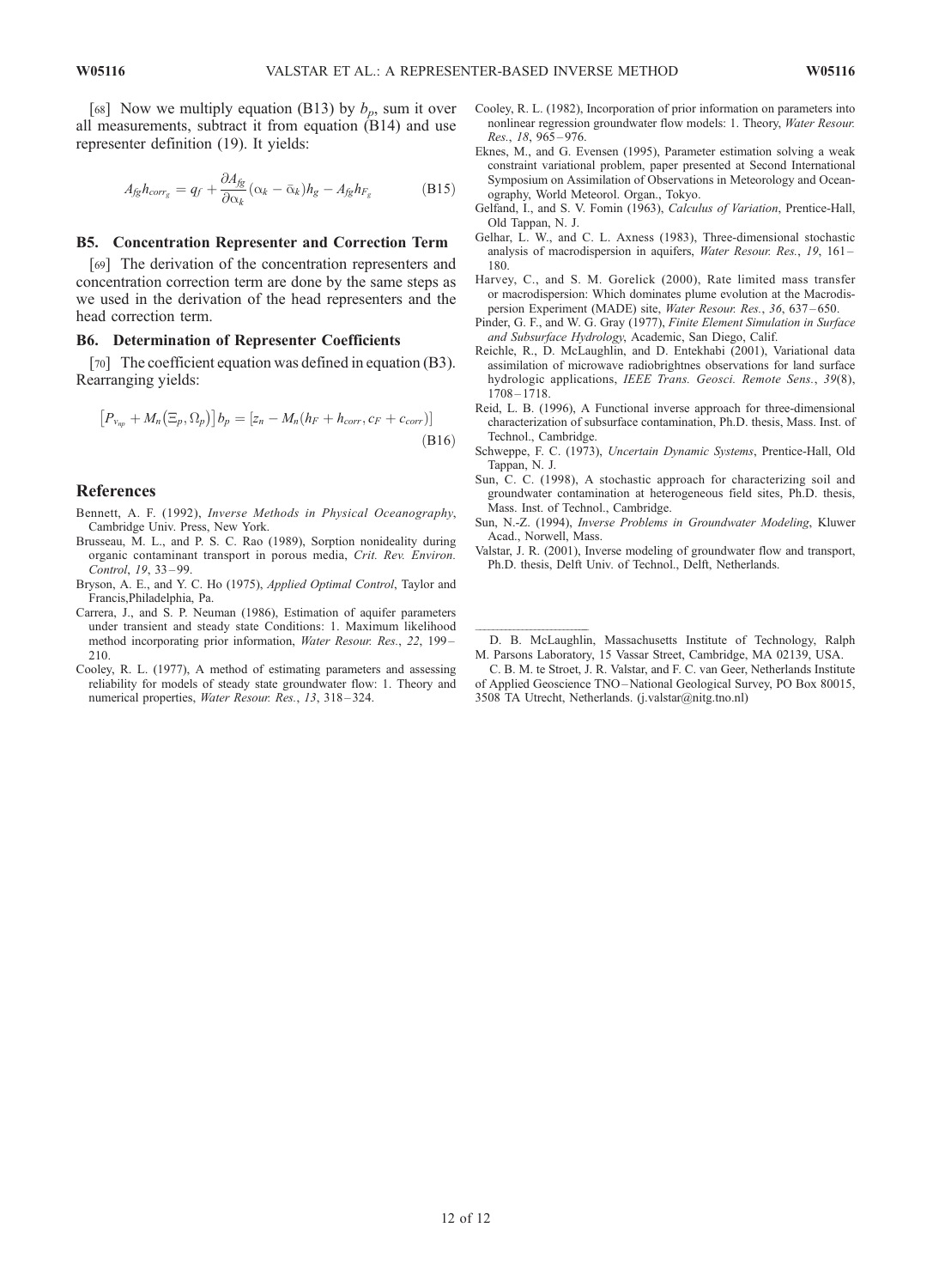[68] Now we multiply equation (B13) by $b_p$, sum it over all measurements, subtract it from equation (B14) and use representer definition (19). It yields:

$$A_{fg} h_{corr_g} = q_f + \frac{\partial A_{fg}}{\partial \alpha_k} (\alpha_k - \bar{\alpha}_k) h_g - A_{fg} h_{F_g} \tag{B15}$$

### B5. Concentration Representer and Correction Term

[69] The derivation of the concentration representers and concentration correction term are done by the same steps as we used in the derivation of the head representers and the head correction term.

### B6. Determination of Representer Coefficients

[70] The coefficient equation was defined in equation (B3). Rearranging yields:

$$\left[P_{v_{np}} + M_n(\Xi_p, \Omega_p)\right] b_p = \left[z_n - M_n(h_F + h_{corr}, c_F + c_{corr})\right] \tag{B16}$$

## References

Bennett, A. F. (1992), *Inverse Methods in Physical Oceanography*, Cambridge Univ. Press, New York.

Brusseau, M. L., and P. S. C. Rao (1989), Sorption nonideality during organic contaminant transport in porous media, *Crit. Rev. Environ. Control*, *19*, 33–99.

Bryson, A. E., and Y. C. Ho (1975), *Applied Optimal Control*, Taylor and Francis,Philadelphia, Pa.

Carrera, J., and S. P. Neuman (1986), Estimation of aquifer parameters under transient and steady state Conditions: 1. Maximum likelihood method incorporating prior information, *Water Resour. Res.*, *22*, 199–210.

Cooley, R. L. (1977), A method of estimating parameters and assessing reliability for models of steady state groundwater flow: 1. Theory and numerical properties, *Water Resour. Res.*, *13*, 318–324.

Cooley, R. L. (1982), Incorporation of prior information on parameters into nonlinear regression groundwater flow models: 1. Theory, *Water Resour. Res.*, *18*, 965–976.

Eknes, M., and G. Evensen (1995), Parameter estimation solving a weak constraint variational problem, paper presented at Second International Symposium on Assimilation of Observations in Meteorology and Oceanography, World Meteorol. Organ., Tokyo.

Gelfand, I., and S. V. Fomin (1963), *Calculus of Variation*, Prentice-Hall, Old Tappan, N. J.

Gelhar, L. W., and C. L. Axness (1983), Three-dimensional stochastic analysis of macrodispersion in aquifers, *Water Resour. Res.*, *19*, 161–180.

Harvey, C., and S. M. Gorelick (2000), Rate limited mass transfer or macrodispersion: Which dominates plume evolution at the Macrodispersion Experiment (MADE) site, *Water Resour. Res.*, *36*, 637–650.

Pinder, G. F., and W. G. Gray (1977), *Finite Element Simulation in Surface and Subsurface Hydrology*, Academic, San Diego, Calif.

Reichle, R., D. McLaughlin, and D. Entekhabi (2001), Variational data assimilation of microwave radiobrightnes observations for land surface hydrologic applications, *IEEE Trans. Geosci. Remote Sens.*, *39*(8), 1708–1718.

Reid, L. B. (1996), A Functional inverse approach for three-dimensional characterization of subsurface contamination, Ph.D. thesis, Mass. Inst. of Technol., Cambridge.

Schweppe, F. C. (1973), *Uncertain Dynamic Systems*, Prentice-Hall, Old Tappan, N. J.

Sun, C. C. (1998), A stochastic approach for characterizing soil and groundwater contamination at heterogeneous field sites, Ph.D. thesis, Mass. Inst. of Technol., Cambridge.

Sun, N.-Z. (1994), *Inverse Problems in Groundwater Modeling*, Kluwer Acad., Norwell, Mass.

Valstar, J. R. (2001), Inverse modeling of groundwater flow and transport, Ph.D. thesis, Delft Univ. of Technol., Delft, Netherlands.

---

D. B. McLaughlin, Massachusetts Institute of Technology, Ralph M. Parsons Laboratory, 15 Vassar Street, Cambridge, MA 02139, USA.

C. B. M. te Stroet, J. R. Valstar, and F. C. van Geer, Netherlands Institute of Applied Geoscience TNO–National Geological Survey, PO Box 80015, 3508 TA Utrecht, Netherlands. (j.valstar@nitg.tno.nl)